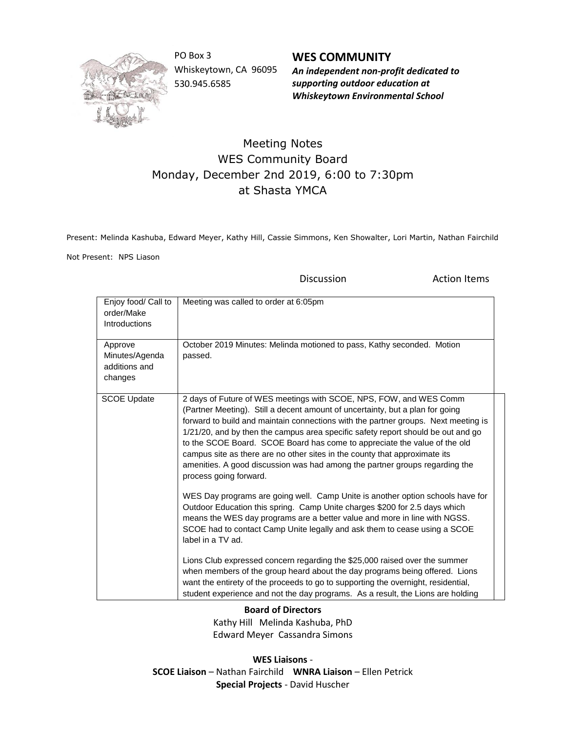PO Box 3
Whiskeytown, CA 96095
530.945.6585

**WES COMMUNITY**
***An independent non-profit dedicated to supporting outdoor education at Whiskeytown Environmental School***

# Meeting Notes
## WES Community Board
## Monday, December 2nd 2019, 6:00 to 7:30pm
## at Shasta YMCA

Present: Melinda Kashuba, Edward Meyer, Kathy Hill, Cassie Simmons, Ken Showalter, Lori Martin, Nathan Fairchild

Not Present: NPS Liason

| | Discussion | Action Items |
|---|---|---|
| Enjoy food/ Call to order/Make Introductions | Meeting was called to order at 6:05pm | |
| Approve Minutes/Agenda additions and changes | October 2019 Minutes: Melinda motioned to pass, Kathy seconded. Motion passed. | |
| SCOE Update | 2 days of Future of WES meetings with SCOE, NPS, FOW, and WES Comm (Partner Meeting). Still a decent amount of uncertainty, but a plan for going forward to build and maintain connections with the partner groups. Next meeting is 1/21/20, and by then the campus area specific safety report should be out and go to the SCOE Board. SCOE Board has come to appreciate the value of the old campus site as there are no other sites in the county that approximate its amenities. A good discussion was had among the partner groups regarding the process going forward.<br><br>WES Day programs are going well. Camp Unite is another option schools have for Outdoor Education this spring. Camp Unite charges $200 for 2.5 days which means the WES day programs are a better value and more in line with NGSS. SCOE had to contact Camp Unite legally and ask them to cease using a SCOE label in a TV ad.<br><br>Lions Club expressed concern regarding the $25,000 raised over the summer when members of the group heard about the day programs being offered. Lions want the entirety of the proceeds to go to supporting the overnight, residential, student experience and not the day programs. As a result, the Lions are holding | |

**Board of Directors**
Kathy Hill Melinda Kashuba, PhD
Edward Meyer Cassandra Simons

**WES Liaisons** -
**SCOE Liaison** – Nathan Fairchild **WNRA Liaison** – Ellen Petrick
**Special Projects** - David Huscher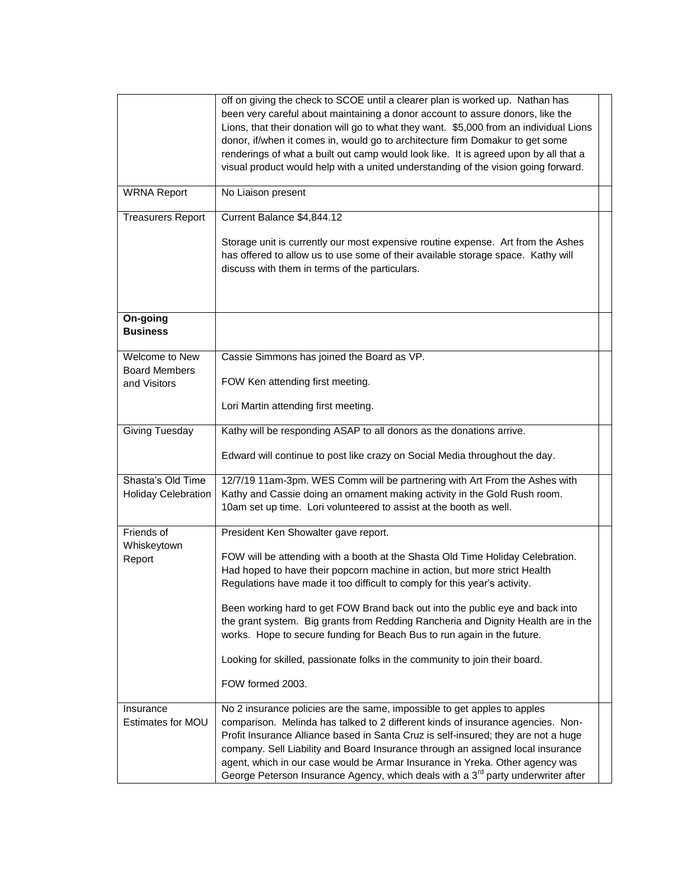|  |  |  |
| --- | --- | --- |
|  | off on giving the check to SCOE until a clearer plan is worked up. Nathan has been very careful about maintaining a donor account to assure donors, like the Lions, that their donation will go to what they want. $5,000 from an individual Lions donor, if/when it comes in, would go to architecture firm Domakur to get some renderings of what a built out camp would look like. It is agreed upon by all that a visual product would help with a united understanding of the vision going forward. |  |
| WRNA Report | No Liaison present |  |
| Treasurers Report | Current Balance $4,844.12<br><br>Storage unit is currently our most expensive routine expense. Art from the Ashes has offered to allow us to use some of their available storage space. Kathy will discuss with them in terms of the particulars. |  |
| **On-going Business** |  |  |
| Welcome to New Board Members and Visitors | Cassie Simmons has joined the Board as VP.<br><br>FOW Ken attending first meeting.<br><br>Lori Martin attending first meeting. |  |
| Giving Tuesday | Kathy will be responding ASAP to all donors as the donations arrive.<br><br>Edward will continue to post like crazy on Social Media throughout the day. |  |
| Shasta's Old Time Holiday Celebration | 12/7/19 11am-3pm. WES Comm will be partnering with Art From the Ashes with Kathy and Cassie doing an ornament making activity in the Gold Rush room. 10am set up time. Lori volunteered to assist at the booth as well. |  |
| Friends of Whiskeytown Report | President Ken Showalter gave report.<br><br>FOW will be attending with a booth at the Shasta Old Time Holiday Celebration. Had hoped to have their popcorn machine in action, but more strict Health Regulations have made it too difficult to comply for this year's activity.<br><br>Been working hard to get FOW Brand back out into the public eye and back into the grant system. Big grants from Redding Rancheria and Dignity Health are in the works. Hope to secure funding for Beach Bus to run again in the future.<br><br>Looking for skilled, passionate folks in the community to join their board.<br><br>FOW formed 2003. |  |
| Insurance Estimates for MOU | No 2 insurance policies are the same, impossible to get apples to apples comparison. Melinda has talked to 2 different kinds of insurance agencies. Non-Profit Insurance Alliance based in Santa Cruz is self-insured; they are not a huge company. Sell Liability and Board Insurance through an assigned local insurance agent, which in our case would be Armar Insurance in Yreka. Other agency was George Peterson Insurance Agency, which deals with a 3rd party underwriter after |  |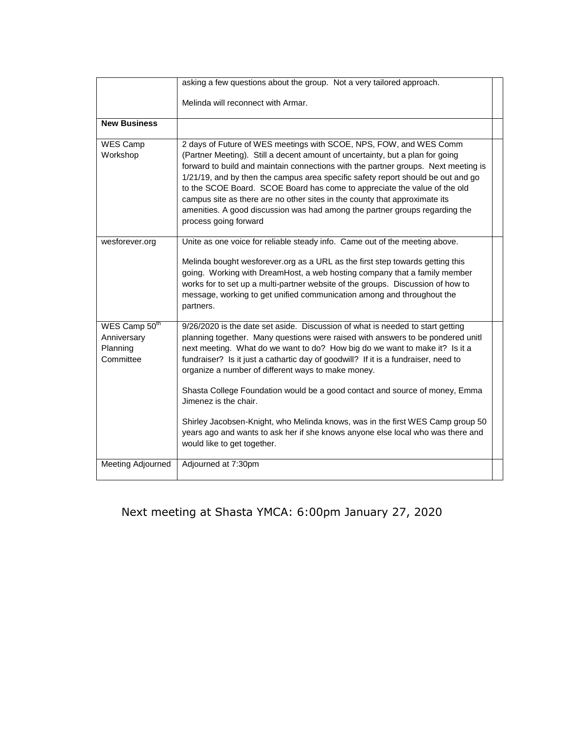| | | |
|---|---|---|
| | asking a few questions about the group. Not a very tailored approach.<br><br>Melinda will reconnect with Armar. | |
| **New Business** | | |
| WES Camp Workshop | 2 days of Future of WES meetings with SCOE, NPS, FOW, and WES Comm (Partner Meeting). Still a decent amount of uncertainty, but a plan for going forward to build and maintain connections with the partner groups. Next meeting is 1/21/19, and by then the campus area specific safety report should be out and go to the SCOE Board. SCOE Board has come to appreciate the value of the old campus site as there are no other sites in the county that approximate its amenities. A good discussion was had among the partner groups regarding the process going forward | |
| wesforever.org | Unite as one voice for reliable steady info. Came out of the meeting above.<br><br>Melinda bought wesforever.org as a URL as the first step towards getting this going. Working with DreamHost, a web hosting company that a family member works for to set up a multi-partner website of the groups. Discussion of how to message, working to get unified communication among and throughout the partners. | |
| WES Camp 50th Anniversary Planning Committee | 9/26/2020 is the date set aside. Discussion of what is needed to start getting planning together. Many questions were raised with answers to be pondered unitl next meeting. What do we want to do? How big do we want to make it? Is it a fundraiser? Is it just a cathartic day of goodwill? If it is a fundraiser, need to organize a number of different ways to make money.<br><br>Shasta College Foundation would be a good contact and source of money, Emma Jimenez is the chair.<br><br>Shirley Jacobsen-Knight, who Melinda knows, was in the first WES Camp group 50 years ago and wants to ask her if she knows anyone else local who was there and would like to get together. | |
| Meeting Adjourned | Adjourned at 7:30pm | |

Next meeting at Shasta YMCA: 6:00pm January 27, 2020